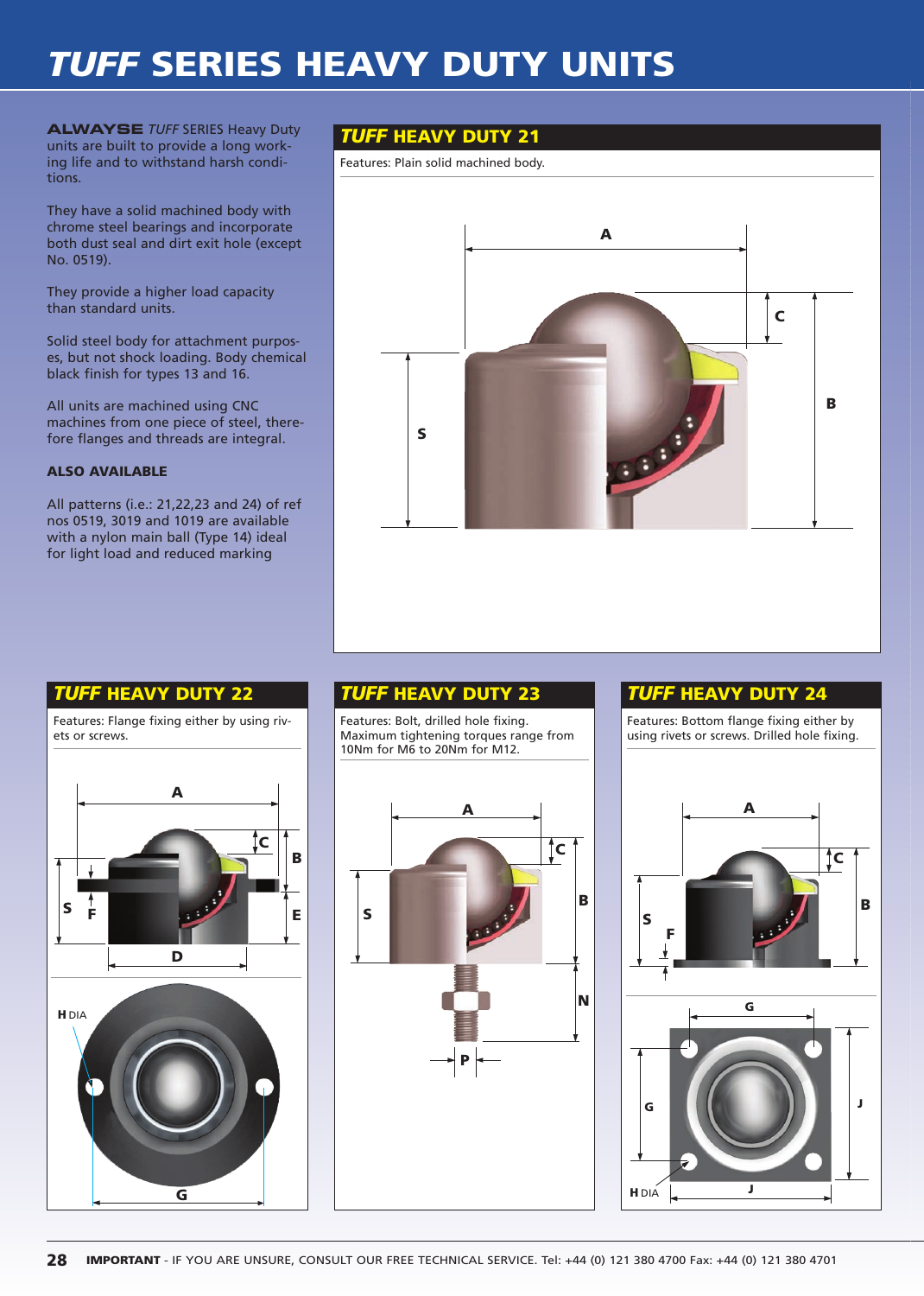# *TUFF* SERIES HEAVY DUTY UNITS

**ALWAYSE** *TUFF* SERIES Heavy Duty units are built to provide a long working life and to withstand harsh conditions.

They have a solid machined body with chrome steel bearings and incorporate both dust seal and dirt exit hole (except No. 0519).

They provide a higher load capacity than standard units.

Solid steel body for attachment purposes, but not shock loading. Body chemical black finish for types 13 and 16.

All units are machined using CNC machines from one piece of steel, therefore flanges and threads are integral.

**ALSO AVAILABLE**

All patterns (i.e.: 21,22,23 and 24) of ref nos 0519, 3019 and 1019 are available with a nylon main ball (Type 14) ideal for light load and reduced marking

## *TUFF* HEAVY DUTY 21

Features: Plain solid machined body.

A C B S

## *TUFF* HEAVY DUTY 22

Features: Flange fixing either by using rivets or screws.

A C B S F E D

H DIA G

## *TUFF* HEAVY DUTY 23

Features: Bolt, drilled hole fixing. Maximum tightening torques range from 10Nm for M6 to 20Nm for M12.

A C B S N P

## *TUFF* HEAVY DUTY 24

Features: Bottom flange fixing either by using rivets or screws. Drilled hole fixing.

A C B S F

G G J H DIA J

**IMPORTANT** - IF YOU ARE UNSURE, CONSULT OUR FREE TECHNICAL SERVICE. Tel: +44 (0) 121 380 4700 Fax: +44 (0) 121 380 4701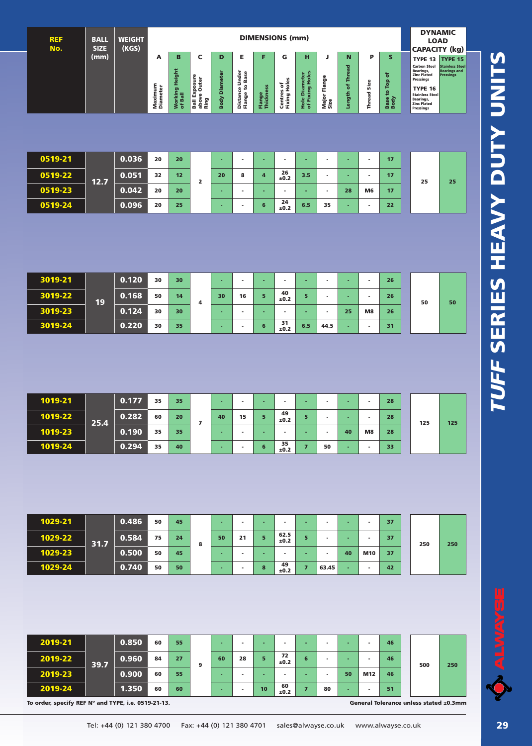## TUFF SERIES HEAVY DUTY UNITS

| REF No. | BALL SIZE (mm) | WEIGHT (KGS) | DIMENSIONS (mm) | | | | | | | | | | | | DYNAMIC LOAD CAPACITY (kg) | |
|---|---|---|---|---|---|---|---|---|---|---|---|---|---|---|---|---|
| | | | A Maximum Diameter | B Working Height of Ball | C Ball Exposure above Outer Ring | D Body Diameter | E Distance Under Flange to Base | F Flange Thickness | G Centres of Fixing Holes | H Hole Diameter of Fixing Holes | J Major Flange Size | N Length of Thread | P Thread Size | S Base to Top of Body | TYPE 13 Carbon Steel Bearings, Zinc Plated Pressings / TYPE 16 Stainless Steel Bearings, Zinc Plated Pressings | TYPE 15 Stainless Steel Bearings and Pressings |
| 0519-21 | 12.7 | 0.036 | 20 | 20 | 2 | - | - | - | - | - | - | - | - | 17 | 25 | 25 |
| 0519-22 | | 0.051 | 32 | 12 | | 20 | 8 | 4 | 26 ±0.2 | 3.5 | - | - | - | 17 | | |
| 0519-23 | | 0.042 | 20 | 20 | | - | - | - | - | - | - | 28 | M6 | 17 | | |
| 0519-24 | | 0.096 | 20 | 25 | | - | - | 6 | 24 ±0.2 | 6.5 | 35 | - | - | 22 | | |
| 3019-21 | 19 | 0.120 | 30 | 30 | 4 | - | - | - | - | - | - | - | - | 26 | 50 | 50 |
| 3019-22 | | 0.168 | 50 | 14 | | 30 | 16 | 5 | 40 ±0.2 | 5 | - | - | - | 26 | | |
| 3019-23 | | 0.124 | 30 | 30 | | - | - | - | - | - | - | 25 | M8 | 26 | | |
| 3019-24 | | 0.220 | 30 | 35 | | - | - | 6 | 31 ±0.2 | 6.5 | 44.5 | - | - | 31 | | |
| 1019-21 | 25.4 | 0.177 | 35 | 35 | 7 | - | - | - | - | - | - | - | - | 28 | 125 | 125 |
| 1019-22 | | 0.282 | 60 | 20 | | 40 | 15 | 5 | 49 ±0.2 | 5 | - | - | - | 28 | | |
| 1019-23 | | 0.190 | 35 | 35 | | - | - | - | - | - | - | 40 | M8 | 28 | | |
| 1019-24 | | 0.294 | 35 | 40 | | - | - | 6 | 35 ±0.2 | 7 | 50 | - | - | 33 | | |
| 1029-21 | 31.7 | 0.486 | 50 | 45 | 8 | - | - | - | - | - | - | - | - | 37 | 250 | 250 |
| 1029-22 | | 0.584 | 75 | 24 | | 50 | 21 | 5 | 62.5 ±0.2 | 5 | - | - | - | 37 | | |
| 1029-23 | | 0.500 | 50 | 45 | | - | - | - | - | - | - | 40 | M10 | 37 | | |
| 1029-24 | | 0.740 | 50 | 50 | | - | - | 8 | 49 ±0.2 | 7 | 63.45 | - | - | 42 | | |
| 2019-21 | 39.7 | 0.850 | 60 | 55 | 9 | - | - | - | - | - | - | - | - | 46 | 500 | 250 |
| 2019-22 | | 0.960 | 84 | 27 | | 60 | 28 | 5 | 72 ±0.2 | 6 | - | - | - | 46 | | |
| 2019-23 | | 0.900 | 60 | 55 | | - | - | - | - | - | - | 50 | M12 | 46 | | |
| 2019-24 | | 1.350 | 60 | 60 | | - | - | 10 | 60 ±0.2 | 7 | 80 | - | - | 51 | | |

To order, specify REF N° and TYPE, i.e. 0519-21-13.

General Tolerance unless stated ±0.3mm

Tel: +44 (0) 121 380 4700 Fax: +44 (0) 121 380 4701 sales@alwayse.co.uk www.alwayse.co.uk

ALWAYSE